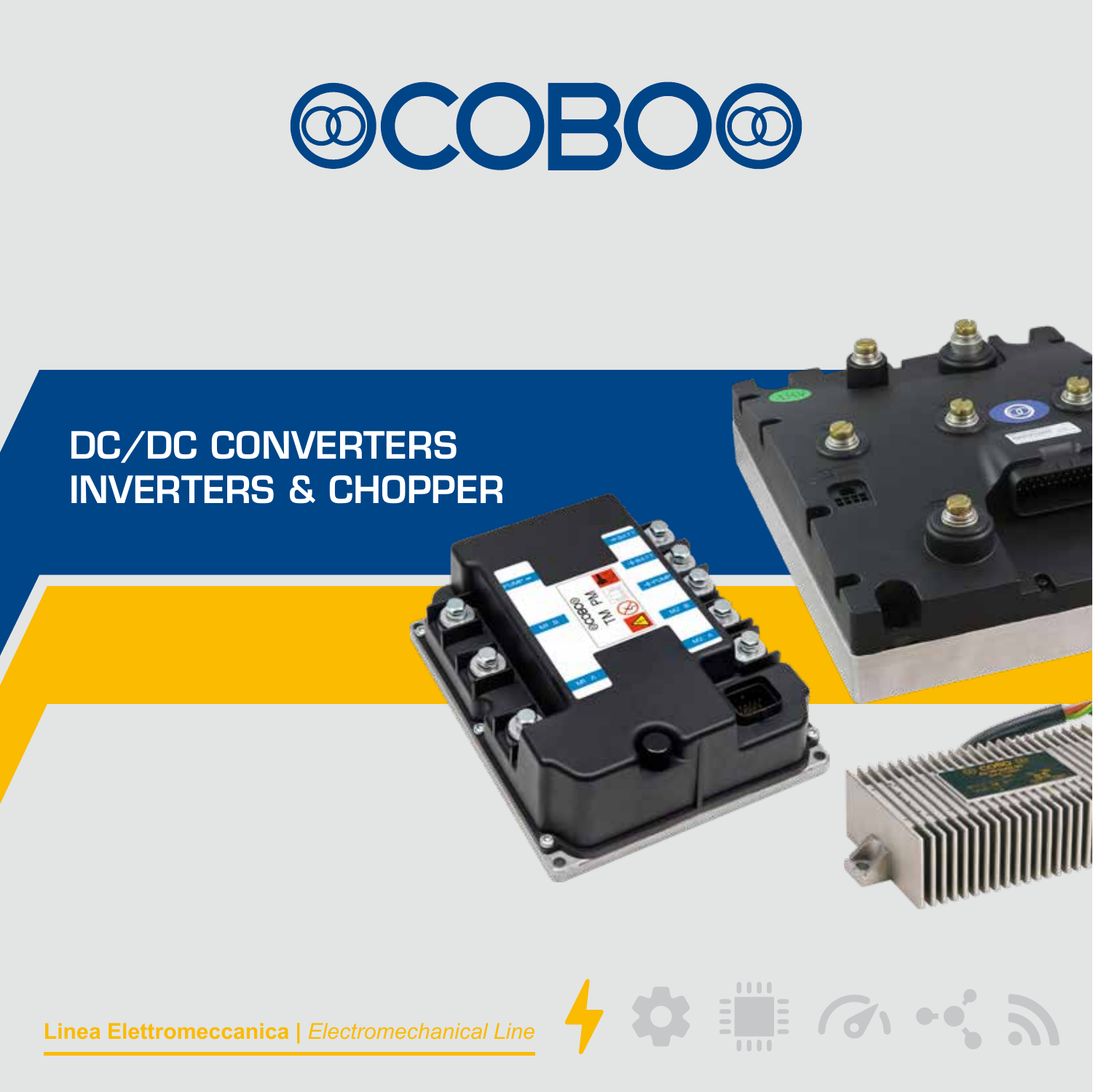# COBO

## DC/DC CONVERTERS INVERTERS & CHOPPER

**Linea Elettromeccanica** | *Electromechanical Line*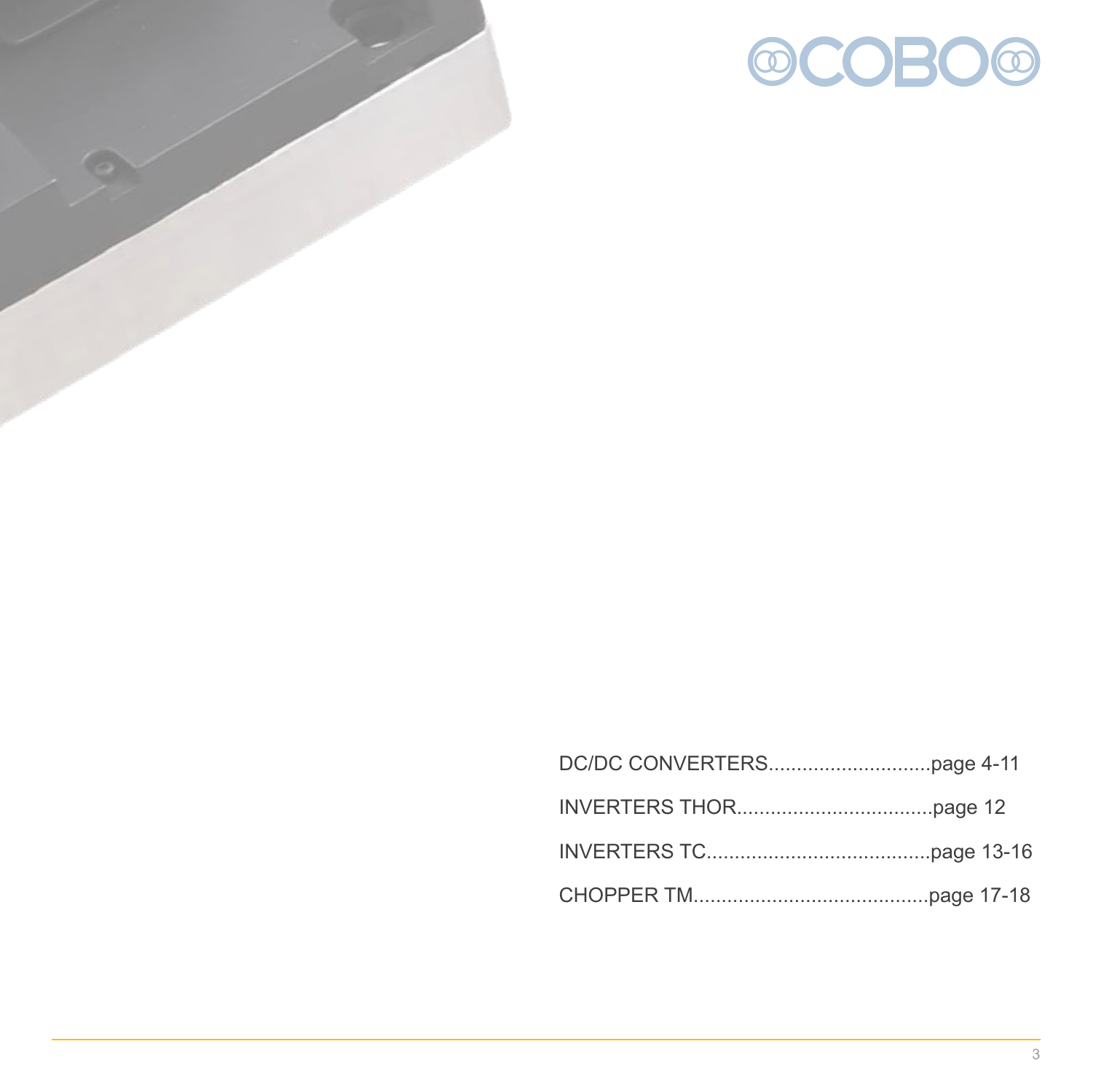COBO

DC/DC CONVERTERS.............................page 4-11

INVERTERS THOR...................................page 12

INVERTERS TC........................................page 13-16

CHOPPER TM..........................................page 17-18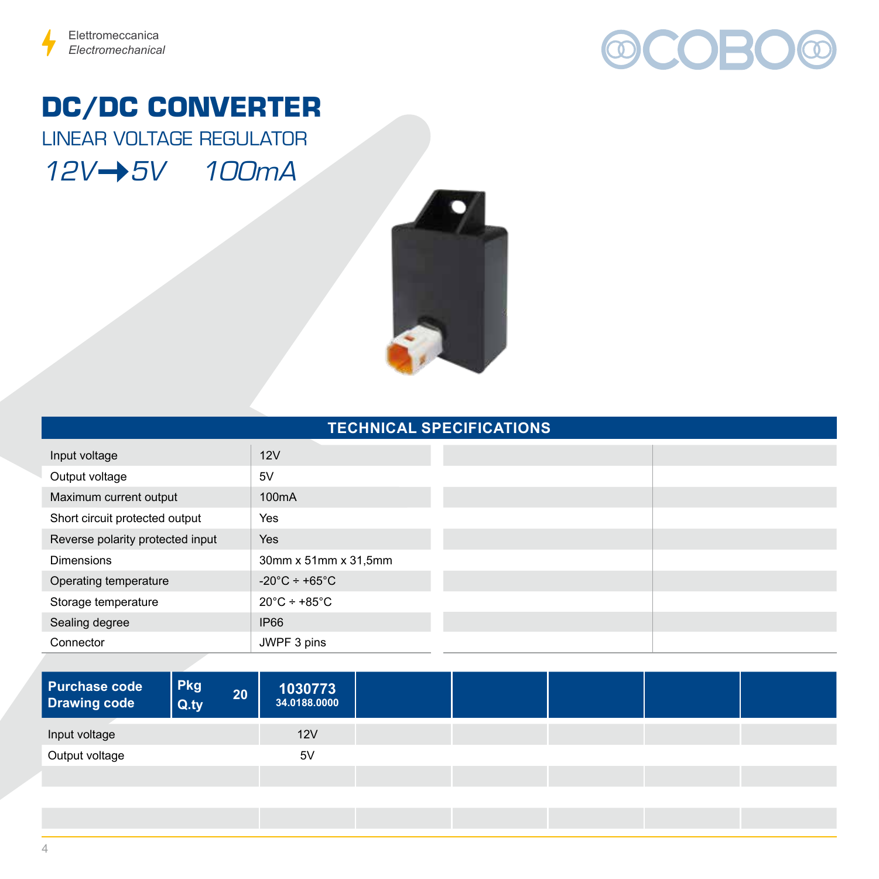Elettromeccanica
*Electromechanical*

# DC/DC CONVERTER

## LINEAR VOLTAGE REGULATOR

*12V ➞ 5V    100mA*

## TECHNICAL SPECIFICATIONS

| | |
|---|---|
| Input voltage | 12V |
| Output voltage | 5V |
| Maximum current output | 100mA |
| Short circuit protected output | Yes |
| Reverse polarity protected input | Yes |
| Dimensions | 30mm x 51mm x 31,5mm |
| Operating temperature | -20°C ÷ +65°C |
| Storage temperature | 20°C ÷ +85°C |
| Sealing degree | IP66 |
| Connector | JWPF 3 pins |

| **Purchase code** **Drawing code** | **Pkg Q.ty** 20 | **1030773** **34.0188.0000** |
|---|---|---|
| Input voltage | | 12V |
| Output voltage | | 5V |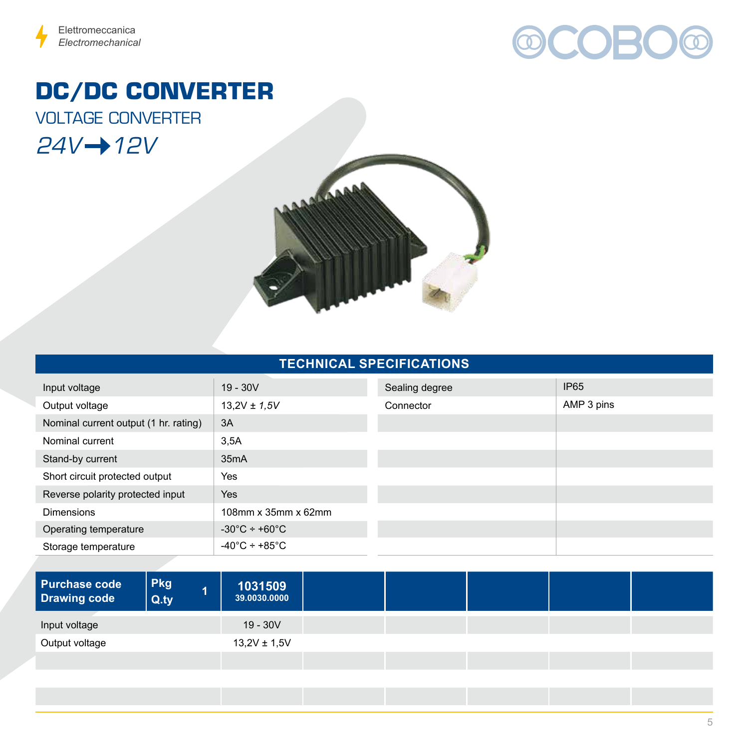Elettromeccanica
*Electromechanical*

# DC/DC CONVERTER

## VOLTAGE CONVERTER

## *24V➞12V*

### TECHNICAL SPECIFICATIONS

| | | | |
|---|---|---|---|
| Input voltage | 19 - 30V | Sealing degree | IP65 |
| Output voltage | 13,2V ± *1,5V* | Connector | AMP 3 pins |
| Nominal current output (1 hr. rating) | 3A | | |
| Nominal current | 3,5A | | |
| Stand-by current | 35mA | | |
| Short circuit protected output | Yes | | |
| Reverse polarity protected input | Yes | | |
| Dimensions | 108mm x 35mm x 62mm | | |
| Operating temperature | -30°C ÷ +60°C | | |
| Storage temperature | -40°C ÷ +85°C | | |

| **Purchase code**<br>**Drawing code** | **Pkg Q.ty** 1 | **1031509**<br>**39.0030.0000** | | | | | |
|---|---|---|---|---|---|---|---|
| Input voltage | | 19 - 30V | | | | | |
| Output voltage | | 13,2V ± 1,5V | | | | | |
| | | | | | | | |
| | | | | | | | |
| | | | | | | | |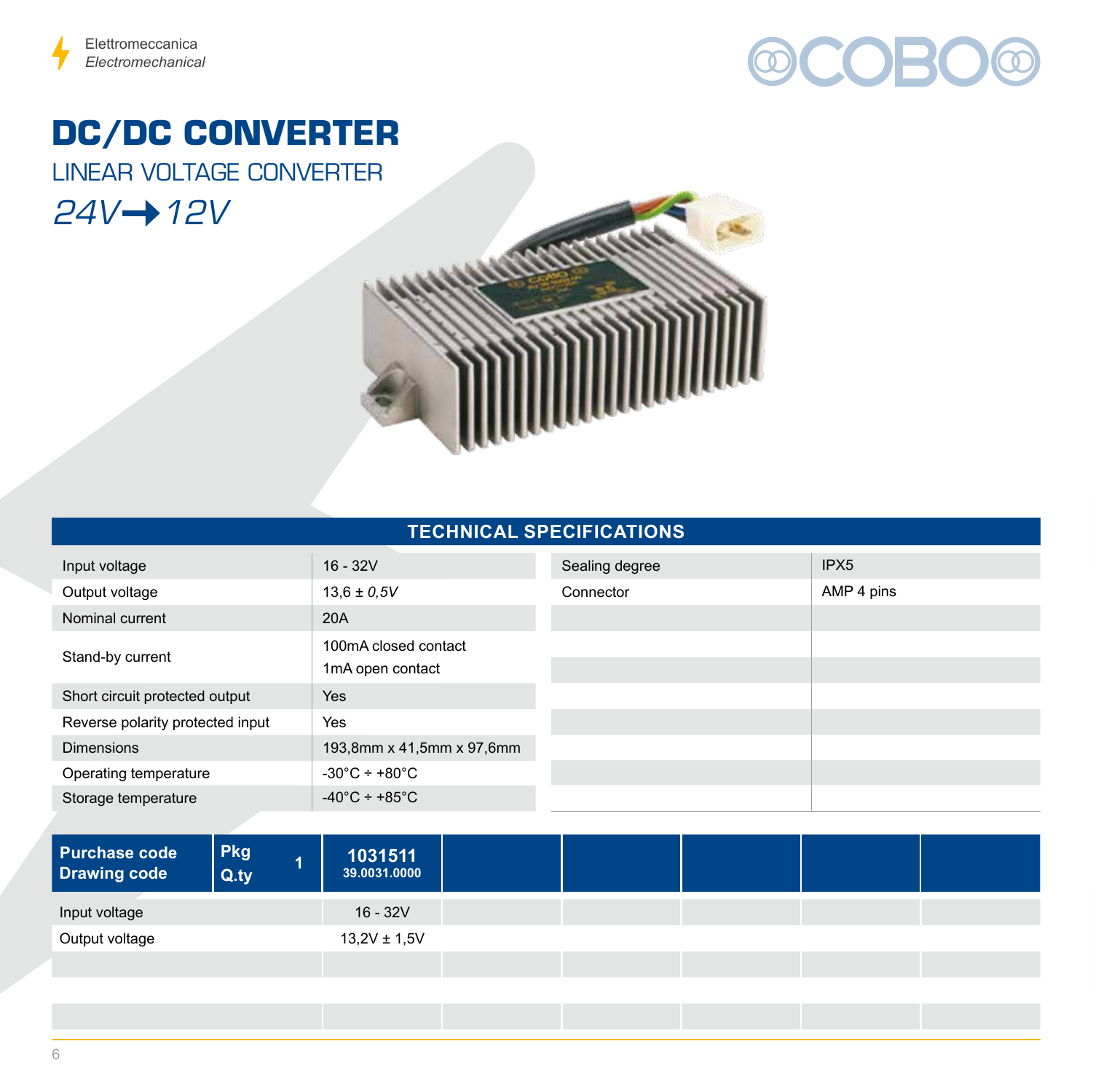Elettromeccanica
*Electromechanical*

# DC/DC CONVERTER

## LINEAR VOLTAGE CONVERTER

*24V ➔ 12V*

## TECHNICAL SPECIFICATIONS

| | |
|---|---|
| Input voltage | 16 - 32V |
| Output voltage | 13,6 ± *0,5V* |
| Nominal current | 20A |
| Stand-by current | 100mA closed contact<br>1mA open contact |
| Short circuit protected output | Yes |
| Reverse polarity protected input | Yes |
| Dimensions | 193,8mm x 41,5mm x 97,6mm |
| Operating temperature | -30°C ÷ +80°C |
| Storage temperature | -40°C ÷ +85°C |

| | |
|---|---|
| Sealing degree | IPX5 |
| Connector | AMP 4 pins |

| Purchase code<br>Drawing code | Pkg Q.ty 1 | 1031511<br>39.0031.0000 |
|---|---|---|
| Input voltage | | 16 - 32V |
| Output voltage | | 13,2V ± 1,5V |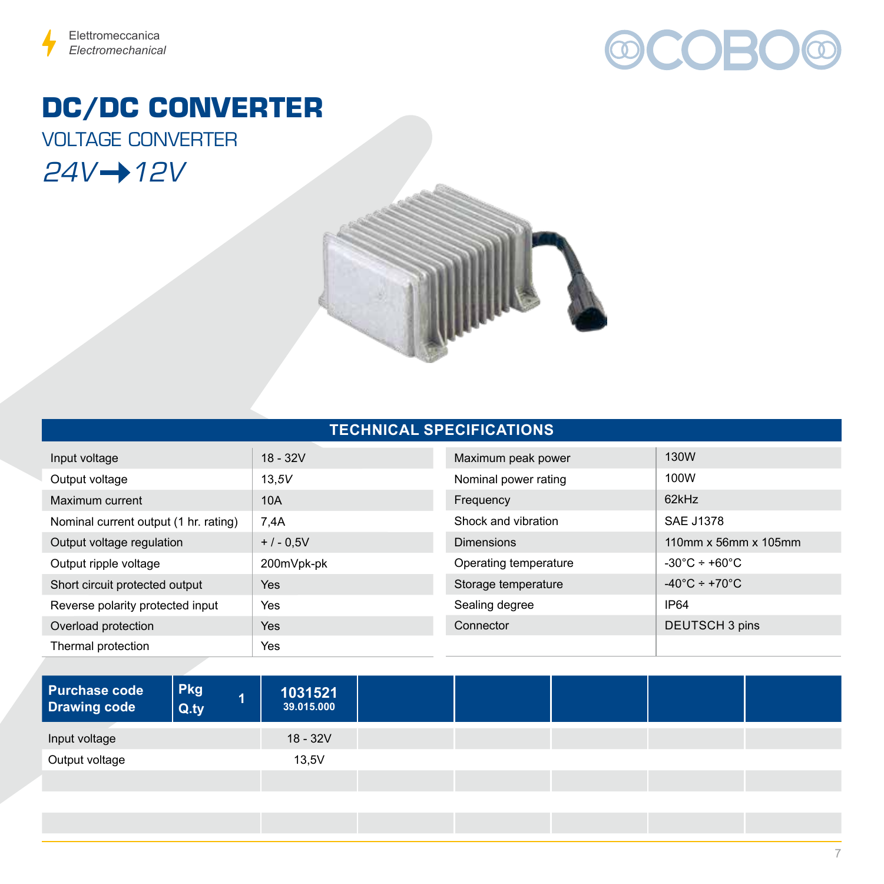Elettromeccanica
*Electromechanical*

# DC/DC CONVERTER

## VOLTAGE CONVERTER

*24V → 12V*

## TECHNICAL SPECIFICATIONS

| | |
|---|---|
| Input voltage | 18 - 32V |
| Output voltage | 13,5V |
| Maximum current | 10A |
| Nominal current output (1 hr. rating) | 7,4A |
| Output voltage regulation | + / - 0,5V |
| Output ripple voltage | 200mVpk-pk |
| Short circuit protected output | Yes |
| Reverse polarity protected input | Yes |
| Overload protection | Yes |
| Thermal protection | Yes |
| Maximum peak power | 130W |
| Nominal power rating | 100W |
| Frequency | 62kHz |
| Shock and vibration | SAE J1378 |
| Dimensions | 110mm x 56mm x 105mm |
| Operating temperature | -30°C ÷ +60°C |
| Storage temperature | -40°C ÷ +70°C |
| Sealing degree | IP64 |
| Connector | DEUTSCH 3 pins |

| Purchase code<br>Drawing code | Pkg<br>Q.ty | 1 | 1031521<br>39.015.000 | | | | | |
|---|---|---|---|---|---|---|---|---|
| Input voltage | | | 18 - 32V | | | | | |
| Output voltage | | | 13,5V | | | | | |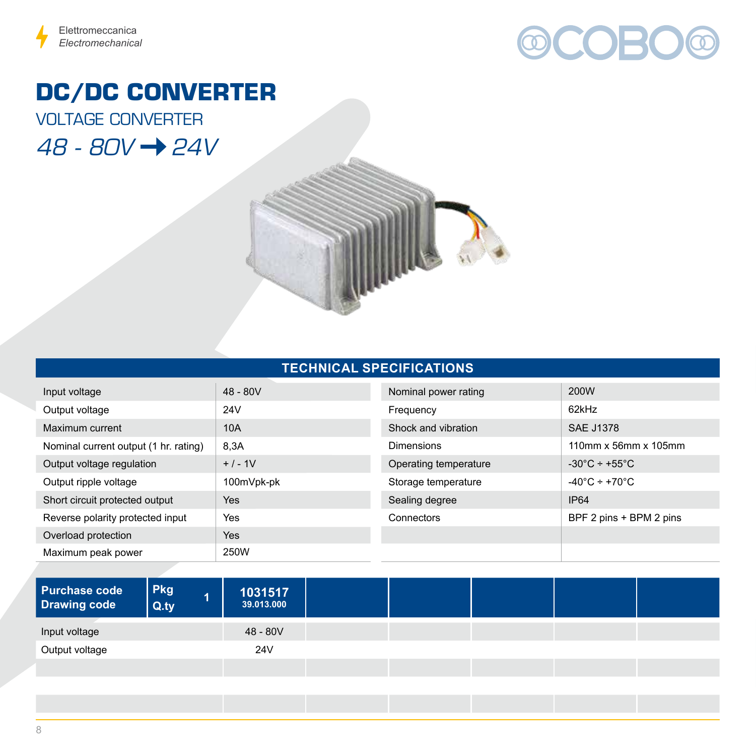Elettromeccanica
*Electromechanical*

# DC/DC CONVERTER

## VOLTAGE CONVERTER

### *48 - 80V → 24V*

## TECHNICAL SPECIFICATIONS

| | | | |
|---|---|---|---|
| Input voltage | 48 - 80V | Nominal power rating | 200W |
| Output voltage | 24V | Frequency | 62kHz |
| Maximum current | 10A | Shock and vibration | SAE J1378 |
| Nominal current output (1 hr. rating) | 8,3A | Dimensions | 110mm x 56mm x 105mm |
| Output voltage regulation | + / - 1V | Operating temperature | -30°C ÷ +55°C |
| Output ripple voltage | 100mVpk-pk | Storage temperature | -40°C ÷ +70°C |
| Short circuit protected output | Yes | Sealing degree | IP64 |
| Reverse polarity protected input | Yes | Connectors | BPF 2 pins + BPM 2 pins |
| Overload protection | Yes | | |
| Maximum peak power | 250W | | |

| Purchase code<br>Drawing code | Pkg Q.ty 1 | 1031517<br>39.013.000 | | | | | |
|---|---|---|---|---|---|---|---|
| Input voltage | | 48 - 80V | | | | | |
| Output voltage | | 24V | | | | | |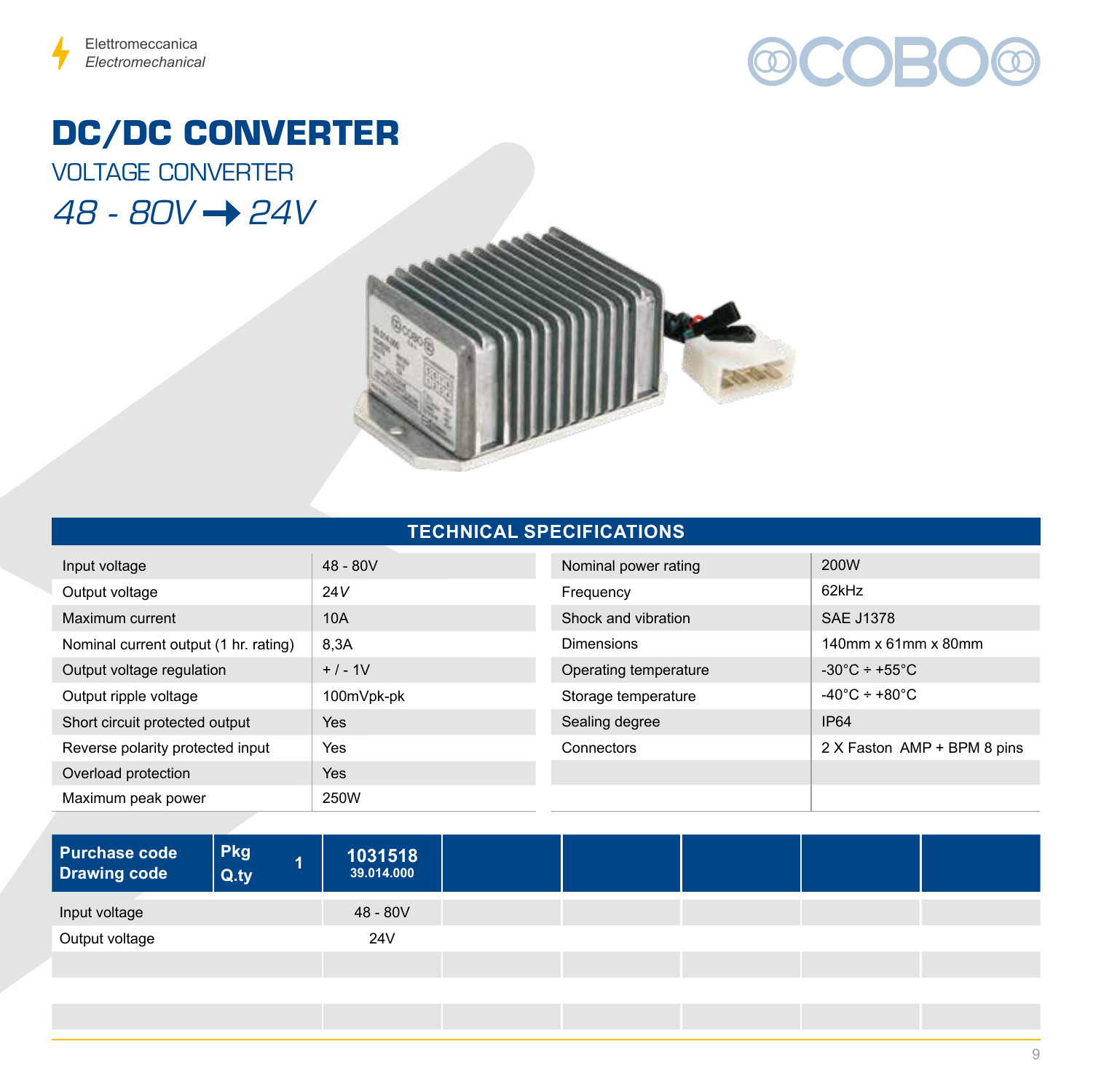Elettromeccanica
*Electromechanical*

# DC/DC CONVERTER

## VOLTAGE CONVERTER

## *48 - 80V → 24V*

### TECHNICAL SPECIFICATIONS

| | | | |
|---|---|---|---|
| Input voltage | 48 - 80V | Nominal power rating | 200W |
| Output voltage | 24V | Frequency | 62kHz |
| Maximum current | 10A | Shock and vibration | SAE J1378 |
| Nominal current output (1 hr. rating) | 8,3A | Dimensions | 140mm x 61mm x 80mm |
| Output voltage regulation | + / - 1V | Operating temperature | -30°C ÷ +55°C |
| Output ripple voltage | 100mVpk-pk | Storage temperature | -40°C ÷ +80°C |
| Short circuit protected output | Yes | Sealing degree | IP64 |
| Reverse polarity protected input | Yes | Connectors | 2 X Faston AMP + BPM 8 pins |
| Overload protection | Yes | | |
| Maximum peak power | 250W | | |

| Purchase code / Drawing code | Pkg Q.ty 1 | 1031518 / 39.014.000 | | | | | |
|---|---|---|---|---|---|---|---|
| Input voltage | | 48 - 80V | | | | | |
| Output voltage | | 24V | | | | | |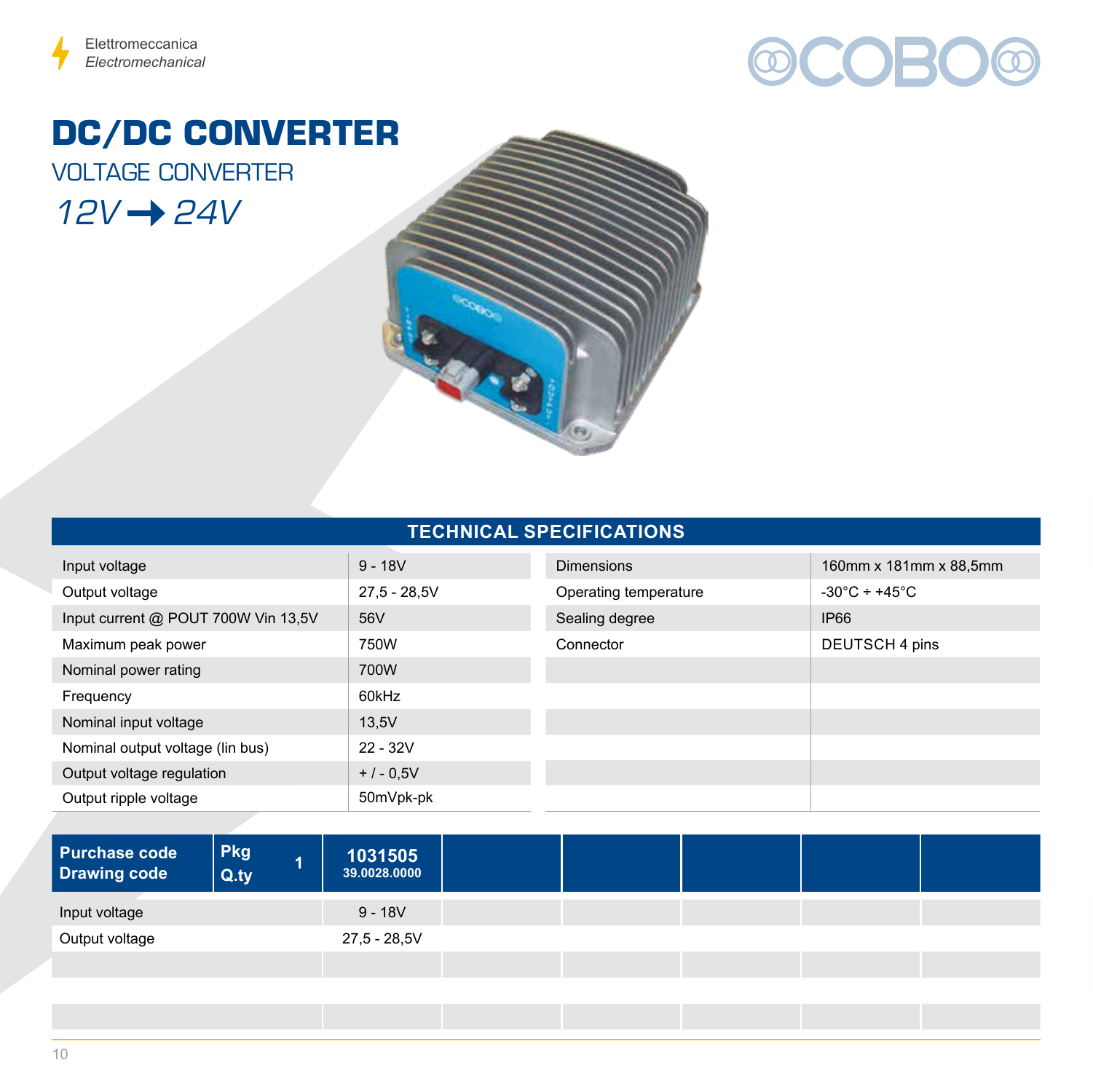Elettromeccanica
*Electromechanical*

# DC/DC CONVERTER

## VOLTAGE CONVERTER

*12V → 24V*

### TECHNICAL SPECIFICATIONS

| | | | |
|---|---|---|---|
| Input voltage | 9 - 18V | Dimensions | 160mm x 181mm x 88,5mm |
| Output voltage | 27,5 - 28,5V | Operating temperature | -30°C ÷ +45°C |
| Input current @ POUT 700W Vin 13,5V | 56V | Sealing degree | IP66 |
| Maximum peak power | 750W | Connector | DEUTSCH 4 pins |
| Nominal power rating | 700W | | |
| Frequency | 60kHz | | |
| Nominal input voltage | 13,5V | | |
| Nominal output voltage (lin bus) | 22 - 32V | | |
| Output voltage regulation | + / - 0,5V | | |
| Output ripple voltage | 50mVpk-pk | | |

| Purchase code<br>Drawing code | Pkg Q.ty 1 | 1031505<br>39.0028.0000 |
|---|---|---|
| Input voltage | | 9 - 18V |
| Output voltage | | 27,5 - 28,5V |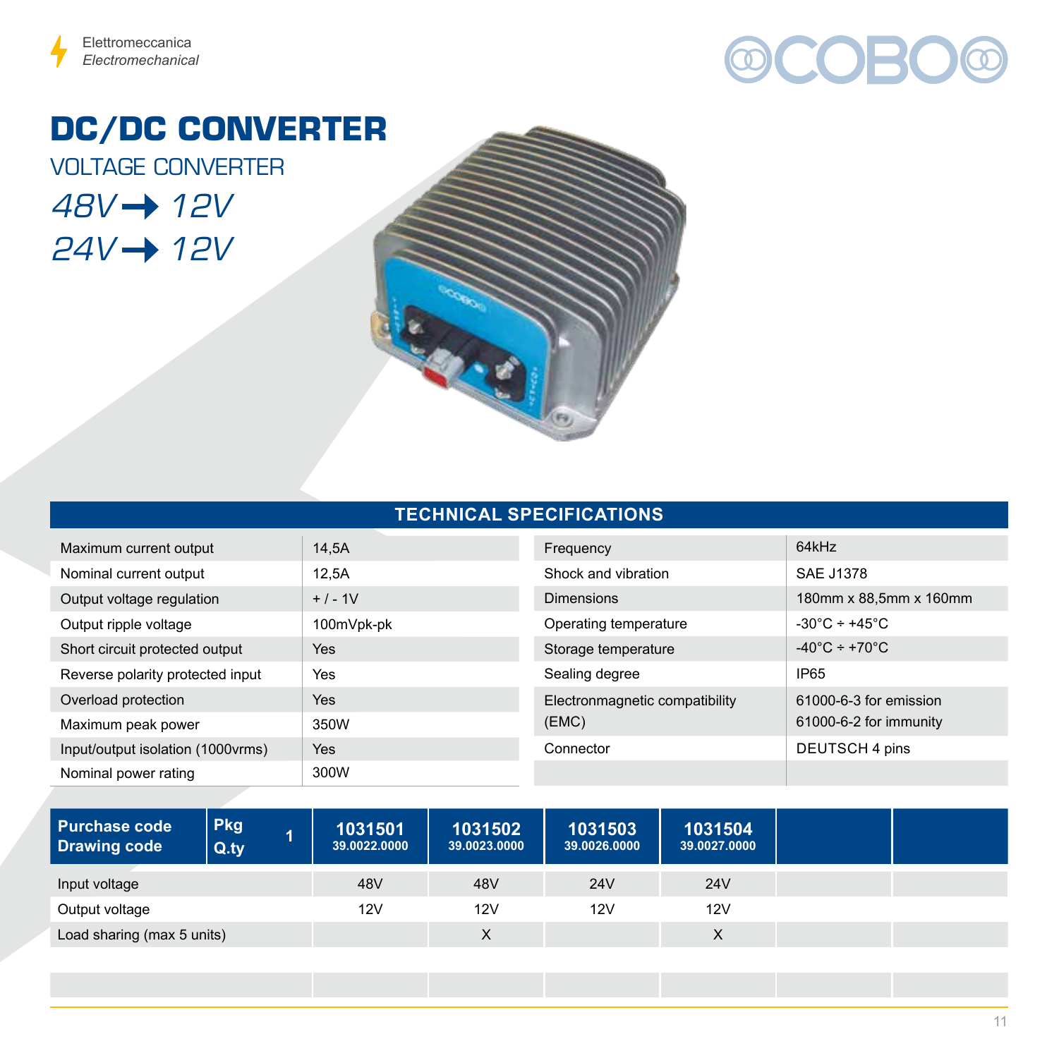Elettromeccanica
*Electromechanical*

# DC/DC CONVERTER

## VOLTAGE CONVERTER

*48V → 12V*

*24V → 12V*

## TECHNICAL SPECIFICATIONS

| | |
|---|---|
| Maximum current output | 14,5A |
| Nominal current output | 12,5A |
| Output voltage regulation | + / - 1V |
| Output ripple voltage | 100mVpk-pk |
| Short circuit protected output | Yes |
| Reverse polarity protected input | Yes |
| Overload protection | Yes |
| Maximum peak power | 350W |
| Input/output isolation (1000vrms) | Yes |
| Nominal power rating | 300W |

| | |
|---|---|
| Frequency | 64kHz |
| Shock and vibration | SAE J1378 |
| Dimensions | 180mm x 88,5mm x 160mm |
| Operating temperature | -30°C ÷ +45°C |
| Storage temperature | -40°C ÷ +70°C |
| Sealing degree | IP65 |
| Electronmagnetic compatibility (EMC) | 61000-6-3 for emission<br>61000-6-2 for immunity |
| Connector | DEUTSCH 4 pins |

| **Purchase code**<br>**Drawing code** | **Pkg Q.ty** 1 | **1031501**<br>39.0022.0000 | **1031502**<br>39.0023.0000 | **1031503**<br>39.0026.0000 | **1031504**<br>39.0027.0000 | | |
|---|---|---|---|---|---|---|---|
| Input voltage | | 48V | 48V | 24V | 24V | | |
| Output voltage | | 12V | 12V | 12V | 12V | | |
| Load sharing (max 5 units) | | | X | | X | | |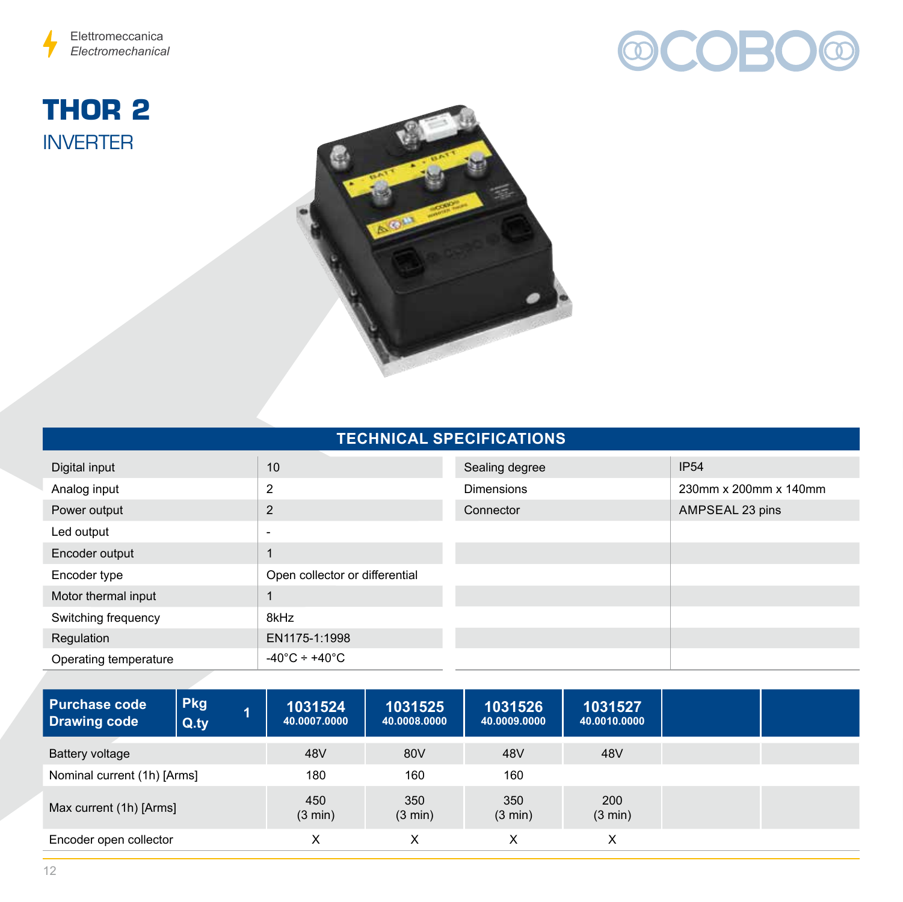Elettromeccanica
*Electromechanical*

# THOR 2

## INVERTER

## TECHNICAL SPECIFICATIONS

| | | | |
|---|---|---|---|
| Digital input | 10 | Sealing degree | IP54 |
| Analog input | 2 | Dimensions | 230mm x 200mm x 140mm |
| Power output | 2 | Connector | AMPSEAL 23 pins |
| Led output | - | | |
| Encoder output | 1 | | |
| Encoder type | Open collector or differential | | |
| Motor thermal input | 1 | | |
| Switching frequency | 8kHz | | |
| Regulation | EN1175-1:1998 | | |
| Operating temperature | -40°C ÷ +40°C | | |

| Purchase code / Drawing code | Pkg Q.ty 1 | 1031524 40.0007.0000 | 1031525 40.0008.0000 | 1031526 40.0009.0000 | 1031527 40.0010.0000 | | |
|---|---|---|---|---|---|---|---|
| Battery voltage | | 48V | 80V | 48V | 48V | | |
| Nominal current (1h) [Arms] | | 180 | 160 | 160 | | | |
| Max current (1h) [Arms] | | 450 (3 min) | 350 (3 min) | 350 (3 min) | 200 (3 min) | | |
| Encoder open collector | | X | X | X | X | | |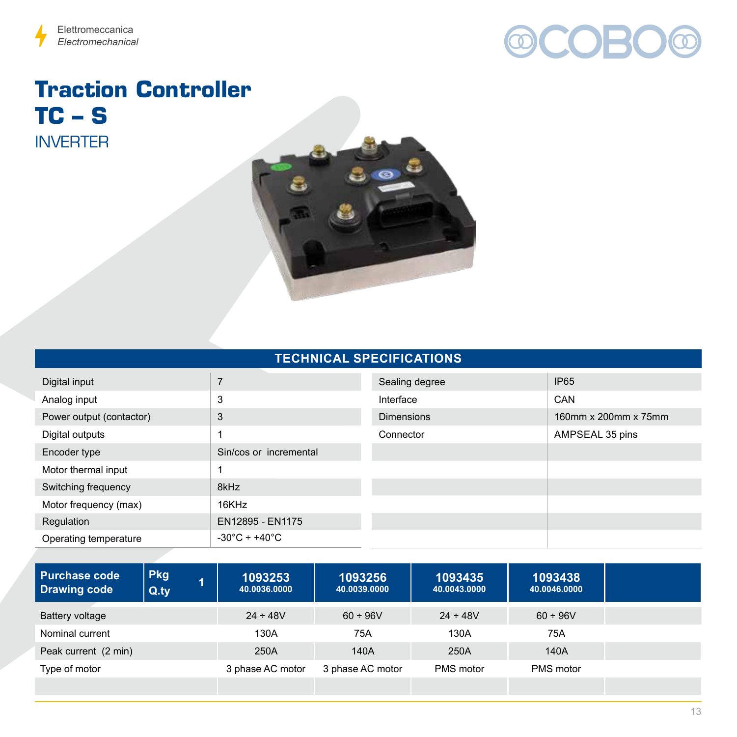Elettromeccanica
*Electromechanical*

# Traction Controller
# TC – S

## INVERTER

### TECHNICAL SPECIFICATIONS

| | |
|---|---|
| Digital input | 7 |
| Analog input | 3 |
| Power output (contactor) | 3 |
| Digital outputs | 1 |
| Encoder type | Sin/cos or incremental |
| Motor thermal input | 1 |
| Switching frequency | 8kHz |
| Motor frequency (max) | 16KHz |
| Regulation | EN12895 - EN1175 |
| Operating temperature | -30°C ÷ +40°C |

| | |
|---|---|
| Sealing degree | IP65 |
| Interface | CAN |
| Dimensions | 160mm x 200mm x 75mm |
| Connector | AMPSEAL 35 pins |

| Purchase code<br>Drawing code | Pkg Q.ty 1 | 1093253<br>40.0036.0000 | 1093256<br>40.0039.0000 | 1093435<br>40.0043.0000 | 1093438<br>40.0046.0000 | |
|---|---|---|---|---|---|---|
| Battery voltage | | 24 ÷ 48V | 60 ÷ 96V | 24 ÷ 48V | 60 ÷ 96V | |
| Nominal current | | 130A | 75A | 130A | 75A | |
| Peak current (2 min) | | 250A | 140A | 250A | 140A | |
| Type of motor | | 3 phase AC motor | 3 phase AC motor | PMS motor | PMS motor | |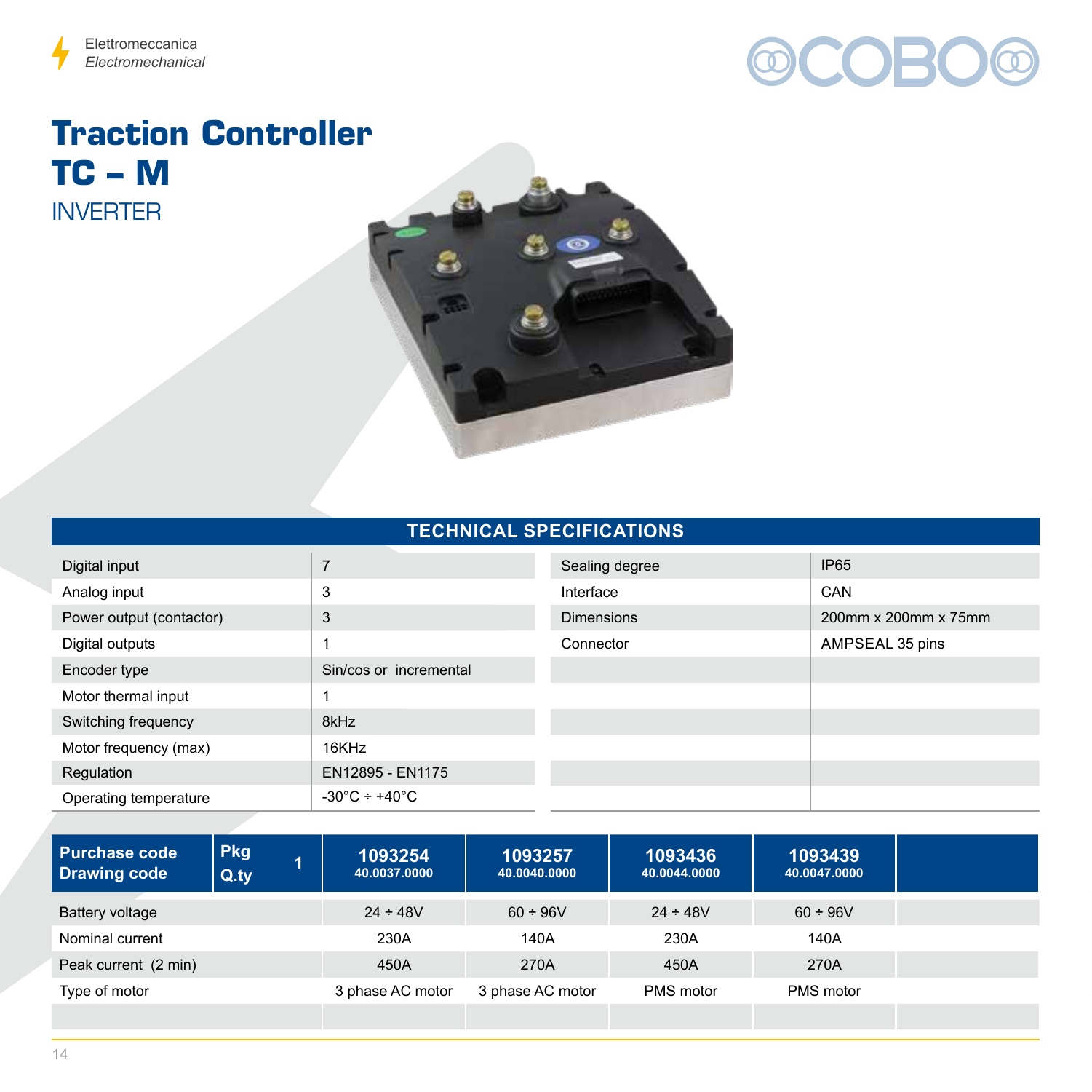Elettromeccanica
*Electromechanical*

# Traction Controller
# TC – M
## INVERTER

### TECHNICAL SPECIFICATIONS

| | | | |
|---|---|---|---|
| Digital input | 7 | Sealing degree | IP65 |
| Analog input | 3 | Interface | CAN |
| Power output (contactor) | 3 | Dimensions | 200mm x 200mm x 75mm |
| Digital outputs | 1 | Connector | AMPSEAL 35 pins |
| Encoder type | Sin/cos or incremental | | |
| Motor thermal input | 1 | | |
| Switching frequency | 8kHz | | |
| Motor frequency (max) | 16KHz | | |
| Regulation | EN12895 - EN1175 | | |
| Operating temperature | -30°C ÷ +40°C | | |

| Purchase code / Drawing code | Pkg Q.ty 1 | 1093254 / 40.0037.0000 | 1093257 / 40.0040.0000 | 1093436 / 40.0044.0000 | 1093439 / 40.0047.0000 | |
|---|---|---|---|---|---|---|
| Battery voltage | | 24 ÷ 48V | 60 ÷ 96V | 24 ÷ 48V | 60 ÷ 96V | |
| Nominal current | | 230A | 140A | 230A | 140A | |
| Peak current (2 min) | | 450A | 270A | 450A | 270A | |
| Type of motor | | 3 phase AC motor | 3 phase AC motor | PMS motor | PMS motor | |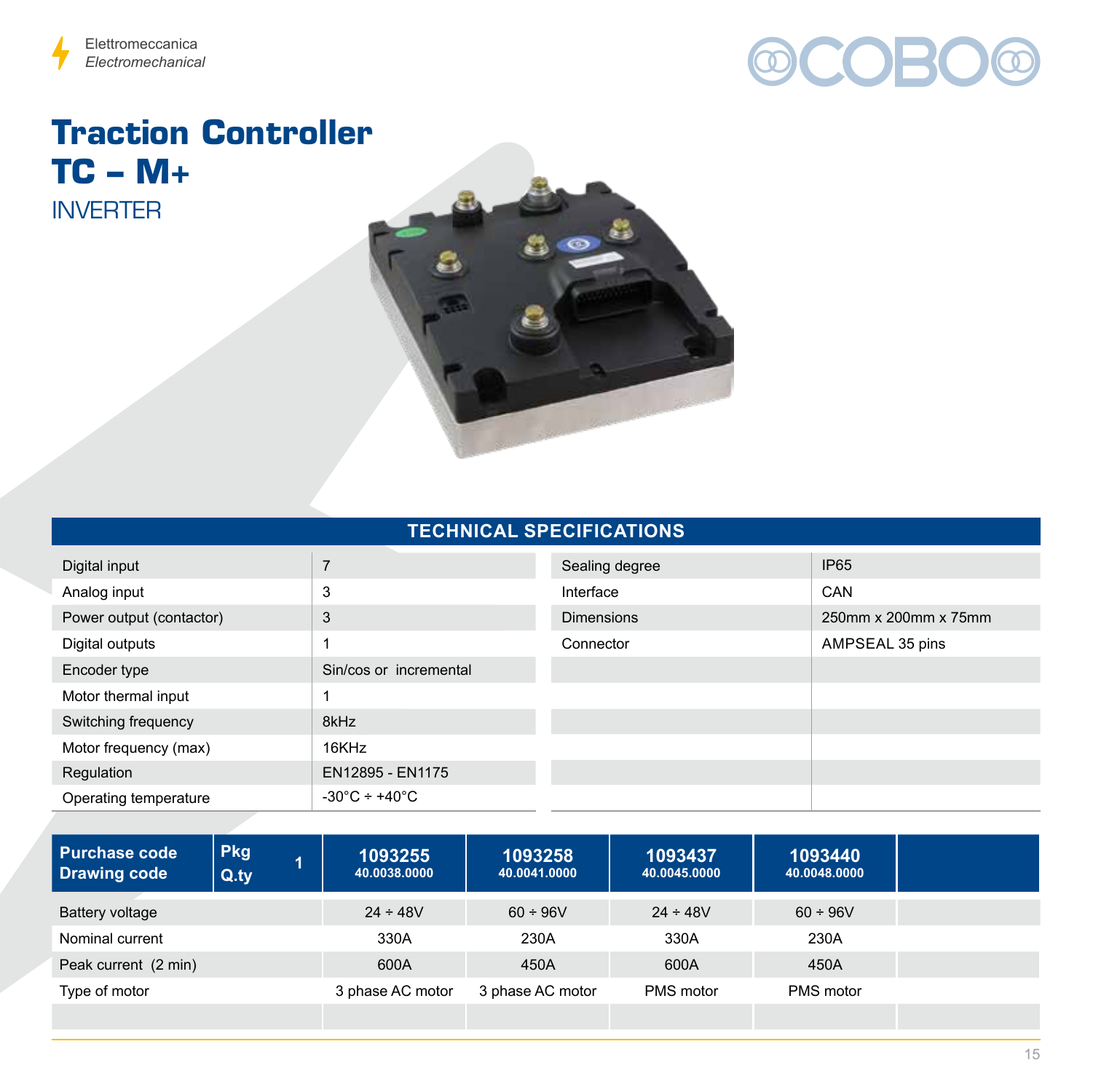Elettromeccanica
*Electromechanical*

# Traction Controller
# TC – M+

## INVERTER

## TECHNICAL SPECIFICATIONS

| | | | |
|---|---|---|---|
| Digital input | 7 | Sealing degree | IP65 |
| Analog input | 3 | Interface | CAN |
| Power output (contactor) | 3 | Dimensions | 250mm x 200mm x 75mm |
| Digital outputs | 1 | Connector | AMPSEAL 35 pins |
| Encoder type | Sin/cos or incremental | | |
| Motor thermal input | 1 | | |
| Switching frequency | 8kHz | | |
| Motor frequency (max) | 16KHz | | |
| Regulation | EN12895 - EN1175 | | |
| Operating temperature | -30°C ÷ +40°C | | |

| **Purchase code** **Drawing code** | **Pkg Q.ty** 1 | **1093255** 40.0038.0000 | **1093258** 40.0041.0000 | **1093437** 40.0045.0000 | **1093440** 40.0048.0000 | |
|---|---|---|---|---|---|---|
| Battery voltage | | 24 ÷ 48V | 60 ÷ 96V | 24 ÷ 48V | 60 ÷ 96V | |
| Nominal current | | 330A | 230A | 330A | 230A | |
| Peak current (2 min) | | 600A | 450A | 600A | 450A | |
| Type of motor | | 3 phase AC motor | 3 phase AC motor | PMS motor | PMS motor | |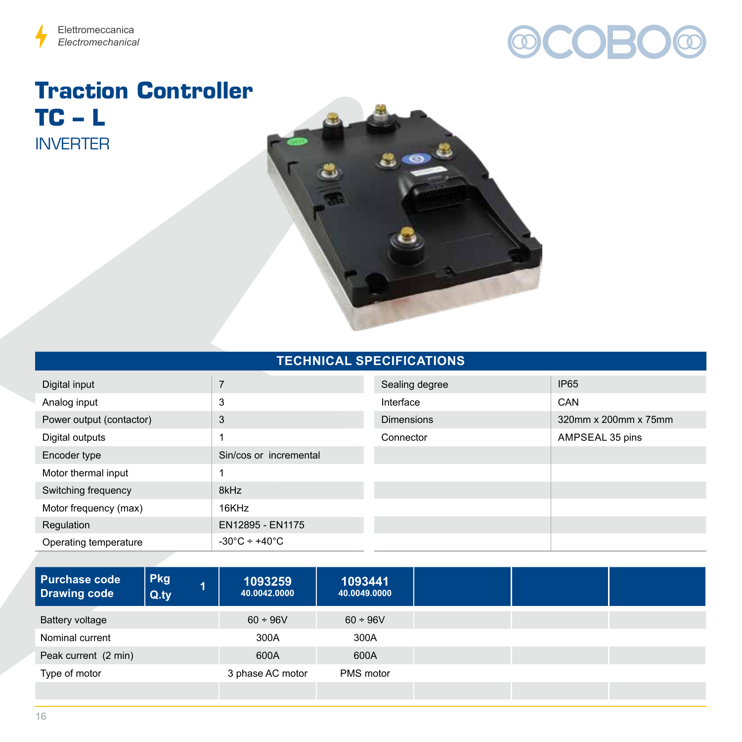Elettromeccanica
*Electromechanical*

# Traction Controller
# TC – L
## INVERTER

### TECHNICAL SPECIFICATIONS

| | | | |
|---|---|---|---|
| Digital input | 7 | Sealing degree | IP65 |
| Analog input | 3 | Interface | CAN |
| Power output (contactor) | 3 | Dimensions | 320mm x 200mm x 75mm |
| Digital outputs | 1 | Connector | AMPSEAL 35 pins |
| Encoder type | Sin/cos or incremental | | |
| Motor thermal input | 1 | | |
| Switching frequency | 8kHz | | |
| Motor frequency (max) | 16KHz | | |
| Regulation | EN12895 - EN1175 | | |
| Operating temperature | -30°C ÷ +40°C | | |

| Purchase code<br>Drawing code | Pkg Q.ty 1 | 1093259<br>40.0042.0000 | 1093441<br>40.0049.0000 | | | |
|---|---|---|---|---|---|---|
| Battery voltage | | 60 ÷ 96V | 60 ÷ 96V | | | |
| Nominal current | | 300A | 300A | | | |
| Peak current (2 min) | | 600A | 600A | | | |
| Type of motor | | 3 phase AC motor | PMS motor | | | |
| | | | | | | |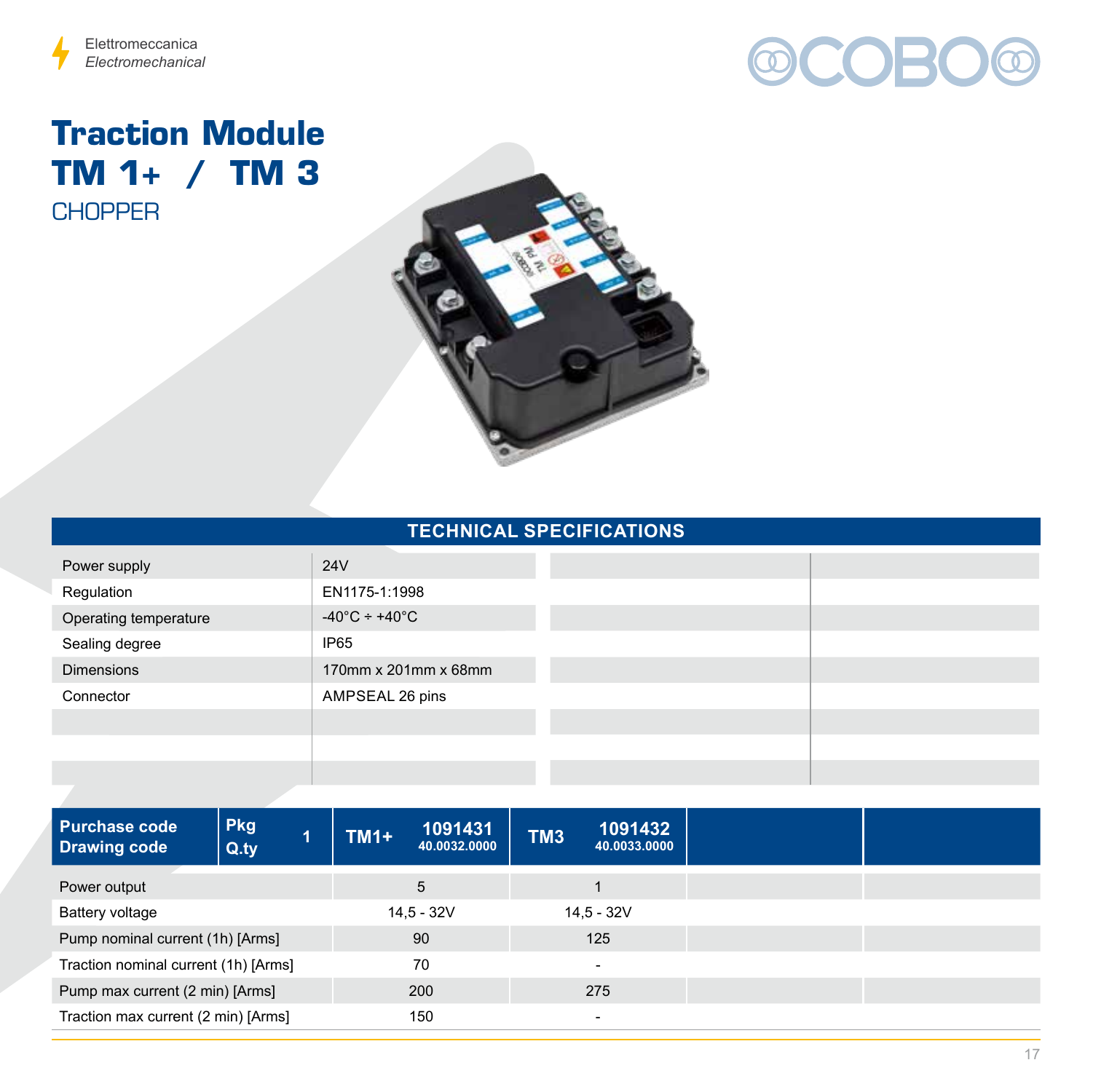Elettromeccanica
*Electromechanical*

# Traction Module TM 1+ / TM 3

## CHOPPER

## TECHNICAL SPECIFICATIONS

| | | | |
|---|---|---|---|
| Power supply | 24V | | |
| Regulation | EN1175-1:1998 | | |
| Operating temperature | -40°C ÷ +40°C | | |
| Sealing degree | IP65 | | |
| Dimensions | 170mm x 201mm x 68mm | | |
| Connector | AMPSEAL 26 pins | | |

| Purchase code / Drawing code | Pkg Q.ty 1 | TM1+ 1091431 40.0032.0000 | TM3 1091432 40.0033.0000 | | |
|---|---|---|---|---|---|
| Power output | | 5 | 1 | | |
| Battery voltage | | 14,5 - 32V | 14,5 - 32V | | |
| Pump nominal current (1h) [Arms] | | 90 | 125 | | |
| Traction nominal current (1h) [Arms] | | 70 | - | | |
| Pump max current (2 min) [Arms] | | 200 | 275 | | |
| Traction max current (2 min) [Arms] | | 150 | - | | |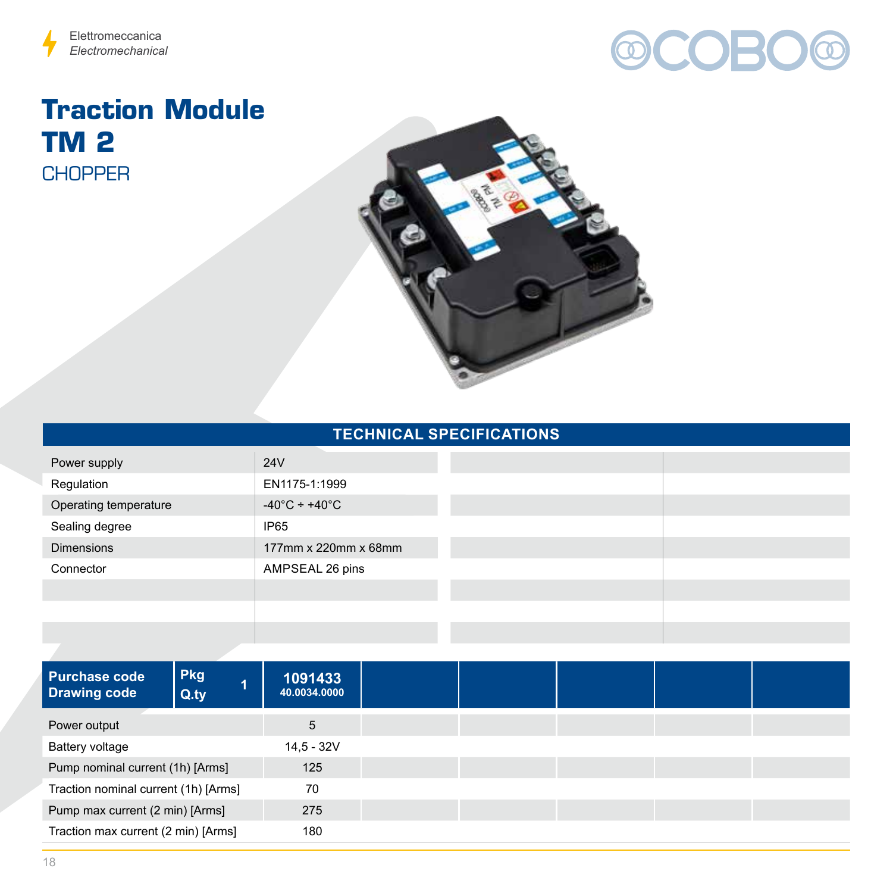Elettromeccanica
*Electromechanical*

# Traction Module TM 2

## CHOPPER

| TECHNICAL SPECIFICATIONS | | | |
|---|---|---|---|
| Power supply | 24V | | |
| Regulation | EN1175-1:1999 | | |
| Operating temperature | -40°C ÷ +40°C | | |
| Sealing degree | IP65 | | |
| Dimensions | 177mm x 220mm x 68mm | | |
| Connector | AMPSEAL 26 pins | | |
| | | | |
| | | | |
| | | | |

| Purchase code<br>Drawing code | Pkg Q.ty 1 | 1091433<br>40.0034.0000 | | | | | |
|---|---|---|---|---|---|---|---|
| Power output | | 5 | | | | | |
| Battery voltage | | 14,5 - 32V | | | | | |
| Pump nominal current (1h) [Arms] | | 125 | | | | | |
| Traction nominal current (1h) [Arms] | | 70 | | | | | |
| Pump max current (2 min) [Arms] | | 275 | | | | | |
| Traction max current (2 min) [Arms] | | 180 | | | | | |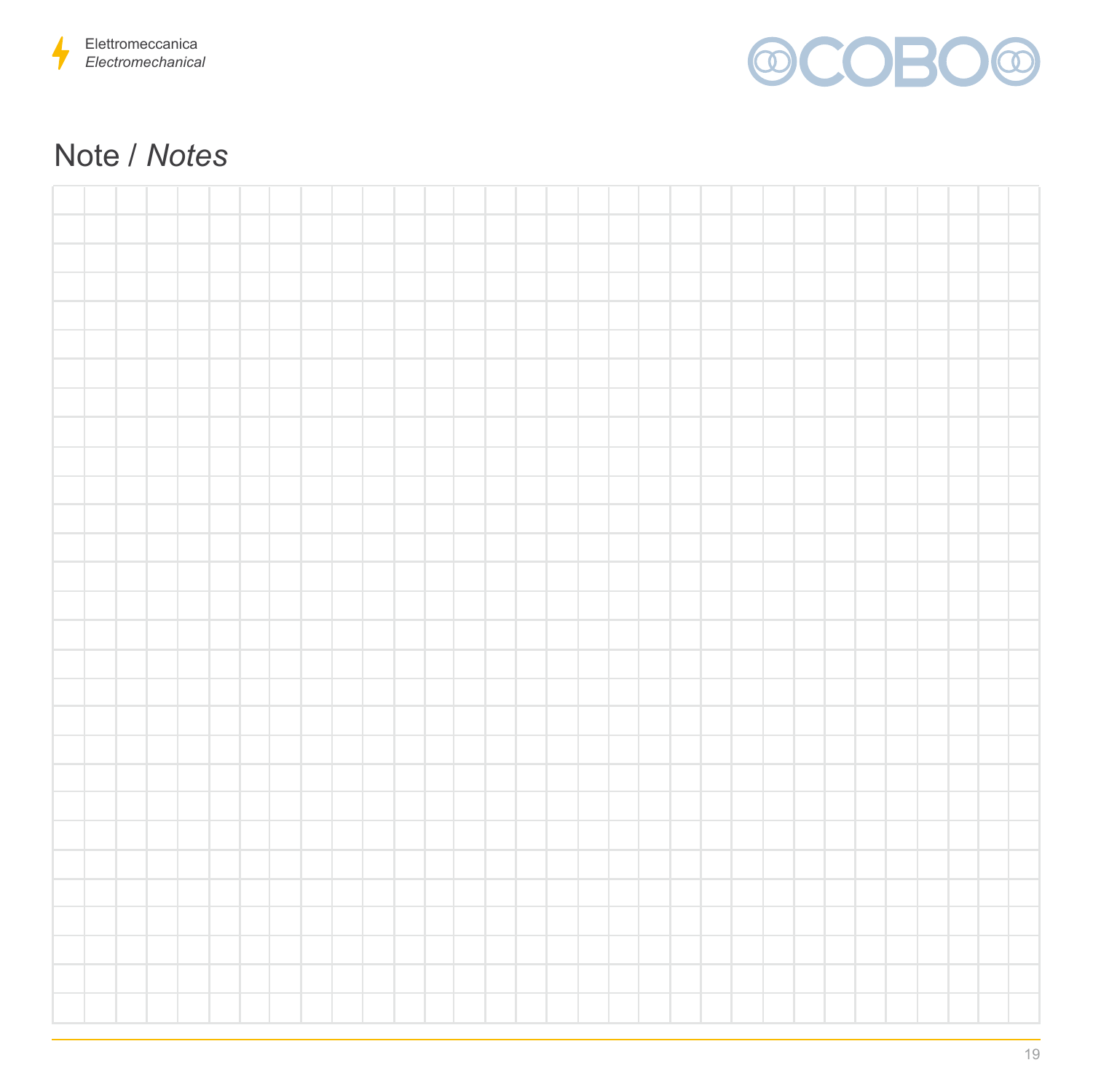# Note / *Notes*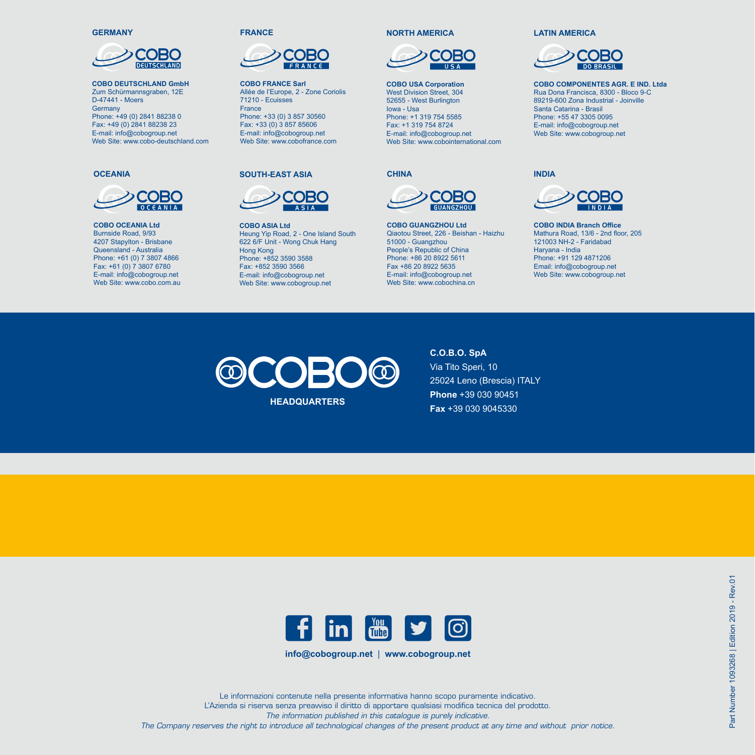## GERMANY

**COBO DEUTSCHLAND GmbH**
Zum Schürmannsgraben, 12E
D-47441 - Moers
Germany
Phone: +49 (0) 2841 88238 0
Fax: +49 (0) 2841 88238 23
E-mail: info@cobogroup.net
Web Site: www.cobo-deutschland.com

## FRANCE

**COBO FRANCE Sarl**
Allée de l'Europe, 2 - Zone Coriolis
71210 - Ecuisses
France
Phone: +33 (0) 3 857 30560
Fax: +33 (0) 3 857 85606
E-mail: info@cobogroup.net
Web Site: www.cobofrance.com

## NORTH AMERICA

**COBO USA Corporation**
West Division Street, 304
52655 - West Burlington
Iowa - Usa
Phone: +1 319 754 5585
Fax: +1 319 754 8724
E-mail: info@cobogroup.net
Web Site: www.cobointernational.com

## LATIN AMERICA

**COBO COMPONENTES AGR. E IND. Ltda**
Rua Dona Francisca, 8300 - Bloco 9-C
89219-600 Zona Industrial - Joinville
Santa Catarina - Brasil
Phone: +55 47 3305 0095
E-mail: info@cobogroup.net
Web Site: www.cobogroup.net

## OCEANIA

**COBO OCEANIA Ltd**
Burnside Road, 9/93
4207 Stapylton - Brisbane
Queensland - Australia
Phone: +61 (0) 7 3807 4866
Fax: +61 (0) 7 3807 6780
E-mail: info@cobogroup.net
Web Site: www.cobo.com.au

## SOUTH-EAST ASIA

**COBO ASIA Ltd**
Heung Yip Road, 2 - One Island South
622 6/F Unit - Wong Chuk Hang
Hong Kong
Phone: +852 3590 3588
Fax: +852 3590 3566
E-mail: info@cobogroup.net
Web Site: www.cobogroup.net

## CHINA

**COBO GUANGZHOU Ltd**
Qiaotou Street, 226 - Beishan - Haizhu
51000 - Guangzhou
People's Republic of China
Phone: +86 20 8922 5611
Fax +86 20 8922 5635
E-mail: info@cobogroup.net
Web Site: www.cobochina.cn

## INDIA

**COBO INDIA Branch Office**
Mathura Road, 13/6 - 2nd floor, 205
121003 NH-2 - Faridabad
Haryana - India
Phone: +91 129 4871206
Email: info@cobogroup.net
Web Site: www.cobogroup.net

## HEADQUARTERS

**C.O.B.O. SpA**
Via Tito Speri, 10
25024 Leno (Brescia) ITALY
**Phone** +39 030 90451
**Fax** +39 030 9045330

**info@cobogroup.net | www.cobogroup.net**

Le informazioni contenute nella presente informativa hanno scopo puramente indicativo.
L'Azienda si riserva senza preavviso il diritto di apportare qualsiasi modifica tecnica del prodotto.
*The information published in this catalogue is purely indicative.*
*The Company reserves the right to introduce all technological changes of the present product at any time and without prior notice.*

Part Number 1093268 | Edition 2019 - Rev.01